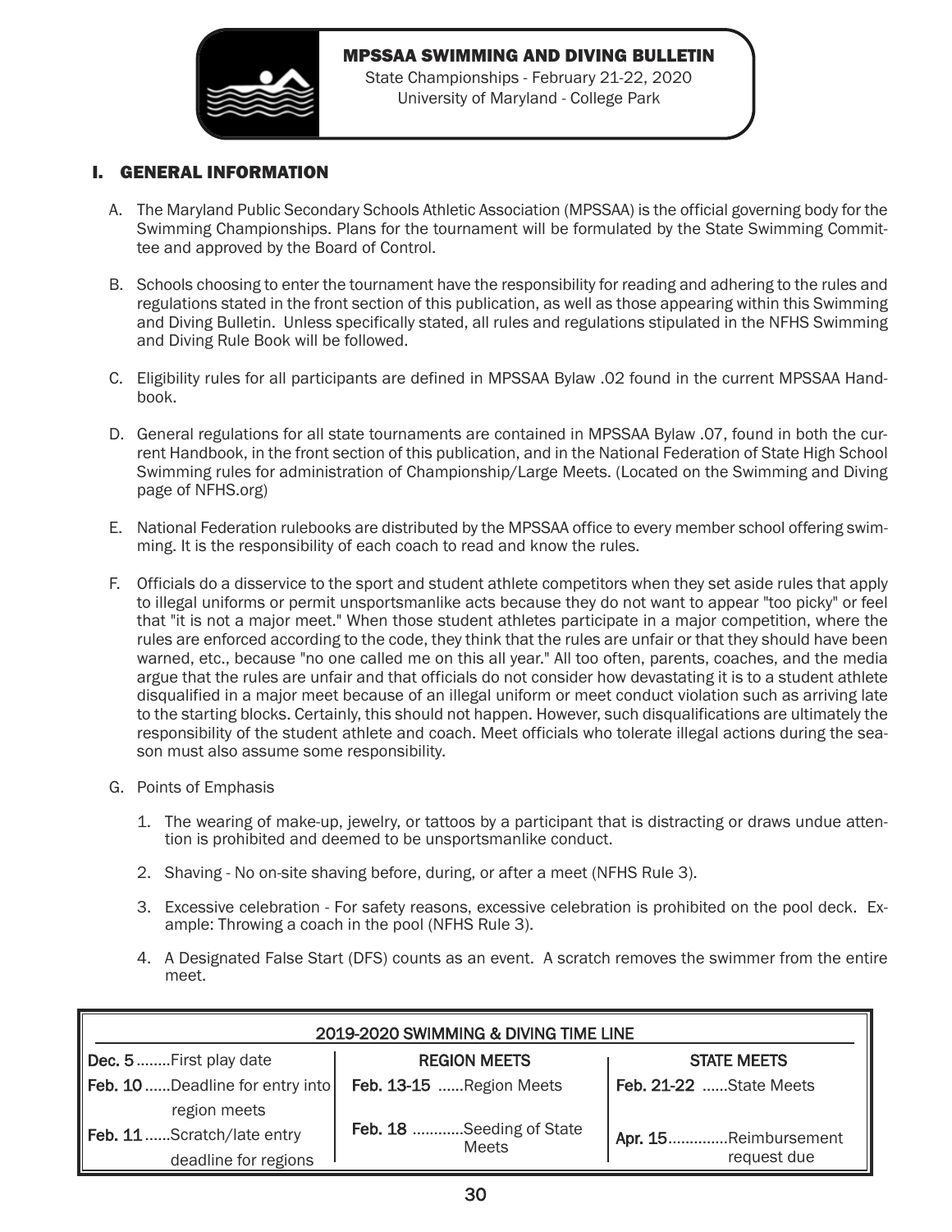# MPSSAA SWIMMING AND DIVING BULLETIN

State Championships - February 21-22, 2020
University of Maryland - College Park

## I. GENERAL INFORMATION

A. The Maryland Public Secondary Schools Athletic Association (MPSSAA) is the official governing body for the Swimming Championships. Plans for the tournament will be formulated by the State Swimming Committee and approved by the Board of Control.

B. Schools choosing to enter the tournament have the responsibility for reading and adhering to the rules and regulations stated in the front section of this publication, as well as those appearing within this Swimming and Diving Bulletin. Unless specifically stated, all rules and regulations stipulated in the NFHS Swimming and Diving Rule Book will be followed.

C. Eligibility rules for all participants are defined in MPSSAA Bylaw .02 found in the current MPSSAA Handbook.

D. General regulations for all state tournaments are contained in MPSSAA Bylaw .07, found in both the current Handbook, in the front section of this publication, and in the National Federation of State High School Swimming rules for administration of Championship/Large Meets. (Located on the Swimming and Diving page of NFHS.org)

E. National Federation rulebooks are distributed by the MPSSAA office to every member school offering swimming. It is the responsibility of each coach to read and know the rules.

F. Officials do a disservice to the sport and student athlete competitors when they set aside rules that apply to illegal uniforms or permit unsportsmanlike acts because they do not want to appear "too picky" or feel that "it is not a major meet." When those student athletes participate in a major competition, where the rules are enforced according to the code, they think that the rules are unfair or that they should have been warned, etc., because "no one called me on this all year." All too often, parents, coaches, and the media argue that the rules are unfair and that officials do not consider how devastating it is to a student athlete disqualified in a major meet because of an illegal uniform or meet conduct violation such as arriving late to the starting blocks. Certainly, this should not happen. However, such disqualifications are ultimately the responsibility of the student athlete and coach. Meet officials who tolerate illegal actions during the season must also assume some responsibility.

G. Points of Emphasis

1. The wearing of make-up, jewelry, or tattoos by a participant that is distracting or draws undue attention is prohibited and deemed to be unsportsmanlike conduct.
2. Shaving - No on-site shaving before, during, or after a meet (NFHS Rule 3).
3. Excessive celebration - For safety reasons, excessive celebration is prohibited on the pool deck. Example: Throwing a coach in the pool (NFHS Rule 3).
4. A Designated False Start (DFS) counts as an event. A scratch removes the swimmer from the entire meet.

| 2019-2020 SWIMMING & DIVING TIME LINE | | |
|---|---|---|
| **Dec. 5** ........First play date | **REGION MEETS** | **STATE MEETS** |
| **Feb. 10** ......Deadline for entry into region meets | **Feb. 13-15** ......Region Meets | **Feb. 21-22** ......State Meets |
| **Feb. 11** ......Scratch/late entry deadline for regions | **Feb. 18** ............Seeding of State Meets | **Apr. 15**..............Reimbursement request due |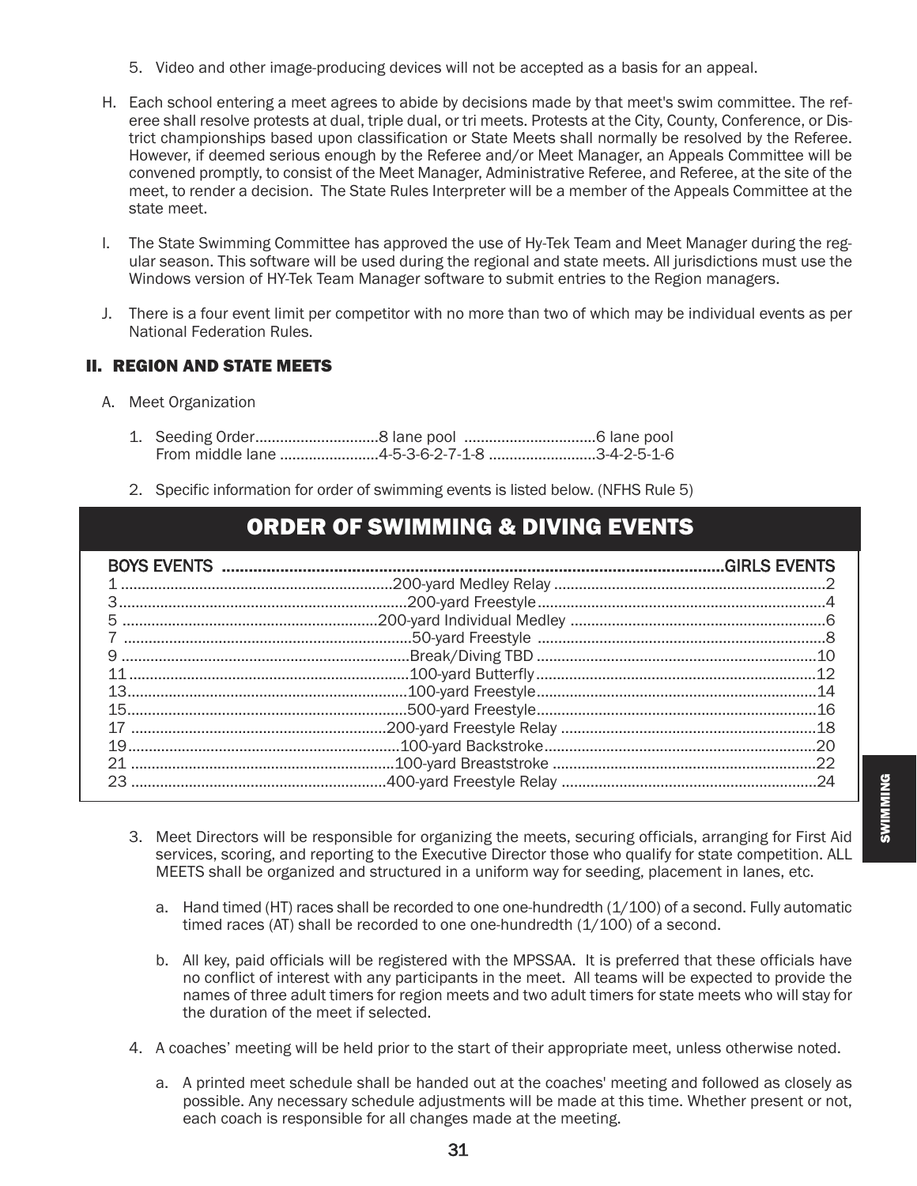5. Video and other image-producing devices will not be accepted as a basis for an appeal.

H. Each school entering a meet agrees to abide by decisions made by that meet's swim committee. The referee shall resolve protests at dual, triple dual, or tri meets. Protests at the City, County, Conference, or District championships based upon classification or State Meets shall normally be resolved by the Referee. However, if deemed serious enough by the Referee and/or Meet Manager, an Appeals Committee will be convened promptly, to consist of the Meet Manager, Administrative Referee, and Referee, at the site of the meet, to render a decision. The State Rules Interpreter will be a member of the Appeals Committee at the state meet.

I. The State Swimming Committee has approved the use of Hy-Tek Team and Meet Manager during the regular season. This software will be used during the regional and state meets. All jurisdictions must use the Windows version of HY-Tek Team Manager software to submit entries to the Region managers.

J. There is a four event limit per competitor with no more than two of which may be individual events as per National Federation Rules.

## II. REGION AND STATE MEETS

A. Meet Organization

1. Seeding Order..............................8 lane pool ................................6 lane pool
   From middle lane ........................4-5-3-6-2-7-1-8 ..........................3-4-2-5-1-6

2. Specific information for order of swimming events is listed below. (NFHS Rule 5)

## ORDER OF SWIMMING & DIVING EVENTS

| BOYS EVENTS | | GIRLS EVENTS |
|---|---|---|
| 1 | 200-yard Medley Relay | 2 |
| 3 | 200-yard Freestyle | 4 |
| 5 | 200-yard Individual Medley | 6 |
| 7 | 50-yard Freestyle | 8 |
| 9 | Break/Diving TBD | 10 |
| 11 | 100-yard Butterfly | 12 |
| 13 | 100-yard Freestyle | 14 |
| 15 | 500-yard Freestyle | 16 |
| 17 | 200-yard Freestyle Relay | 18 |
| 19 | 100-yard Backstroke | 20 |
| 21 | 100-yard Breaststroke | 22 |
| 23 | 400-yard Freestyle Relay | 24 |

3. Meet Directors will be responsible for organizing the meets, securing officials, arranging for First Aid services, scoring, and reporting to the Executive Director those who qualify for state competition. ALL MEETS shall be organized and structured in a uniform way for seeding, placement in lanes, etc.

   a. Hand timed (HT) races shall be recorded to one one-hundredth (1/100) of a second. Fully automatic timed races (AT) shall be recorded to one one-hundredth (1/100) of a second.

   b. All key, paid officials will be registered with the MPSSAA. It is preferred that these officials have no conflict of interest with any participants in the meet. All teams will be expected to provide the names of three adult timers for region meets and two adult timers for state meets who will stay for the duration of the meet if selected.

4. A coaches' meeting will be held prior to the start of their appropriate meet, unless otherwise noted.

   a. A printed meet schedule shall be handed out at the coaches' meeting and followed as closely as possible. Any necessary schedule adjustments will be made at this time. Whether present or not, each coach is responsible for all changes made at the meeting.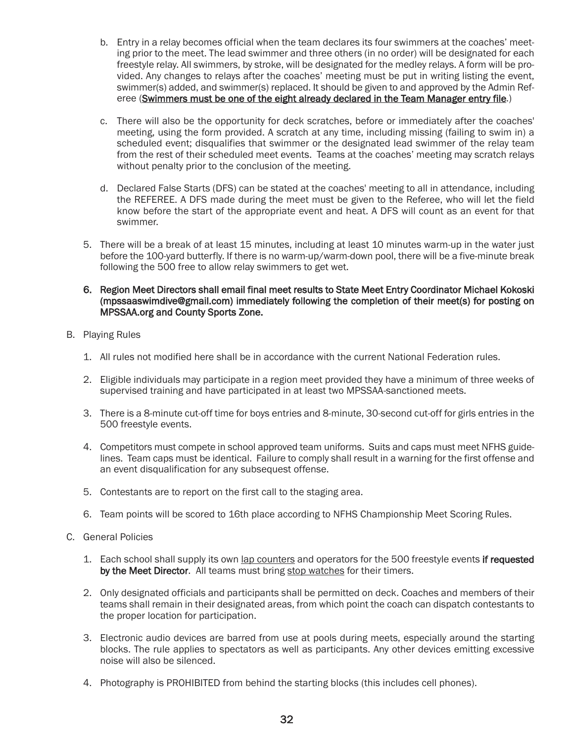b. Entry in a relay becomes official when the team declares its four swimmers at the coaches' meeting prior to the meet. The lead swimmer and three others (in no order) will be designated for each freestyle relay. All swimmers, by stroke, will be designated for the medley relays. A form will be provided. Any changes to relays after the coaches' meeting must be put in writing listing the event, swimmer(s) added, and swimmer(s) replaced. It should be given to and approved by the Admin Referee (**Swimmers must be one of the eight already declared in the Team Manager entry file**.)

c. There will also be the opportunity for deck scratches, before or immediately after the coaches' meeting, using the form provided. A scratch at any time, including missing (failing to swim in) a scheduled event; disqualifies that swimmer or the designated lead swimmer of the relay team from the rest of their scheduled meet events. Teams at the coaches' meeting may scratch relays without penalty prior to the conclusion of the meeting.

d. Declared False Starts (DFS) can be stated at the coaches' meeting to all in attendance, including the REFEREE. A DFS made during the meet must be given to the Referee, who will let the field know before the start of the appropriate event and heat. A DFS will count as an event for that swimmer.

5. There will be a break of at least 15 minutes, including at least 10 minutes warm-up in the water just before the 100-yard butterfly. If there is no warm-up/warm-down pool, there will be a five-minute break following the 500 free to allow relay swimmers to get wet.

6. **Region Meet Directors shall email final meet results to State Meet Entry Coordinator Michael Kokoski (mpssaaswimdive@gmail.com) immediately following the completion of their meet(s) for posting on MPSSAA.org and County Sports Zone.**

B. Playing Rules

1. All rules not modified here shall be in accordance with the current National Federation rules.

2. Eligible individuals may participate in a region meet provided they have a minimum of three weeks of supervised training and have participated in at least two MPSSAA-sanctioned meets.

3. There is a 8-minute cut-off time for boys entries and 8-minute, 30-second cut-off for girls entries in the 500 freestyle events.

4. Competitors must compete in school approved team uniforms. Suits and caps must meet NFHS guidelines. Team caps must be identical. Failure to comply shall result in a warning for the first offense and an event disqualification for any subsequest offense.

5. Contestants are to report on the first call to the staging area.

6. Team points will be scored to 16th place according to NFHS Championship Meet Scoring Rules.

C. General Policies

1. Each school shall supply its own lap counters and operators for the 500 freestyle events **if requested by the Meet Director**. All teams must bring stop watches for their timers.

2. Only designated officials and participants shall be permitted on deck. Coaches and members of their teams shall remain in their designated areas, from which point the coach can dispatch contestants to the proper location for participation.

3. Electronic audio devices are barred from use at pools during meets, especially around the starting blocks. The rule applies to spectators as well as participants. Any other devices emitting excessive noise will also be silenced.

4. Photography is PROHIBITED from behind the starting blocks (this includes cell phones).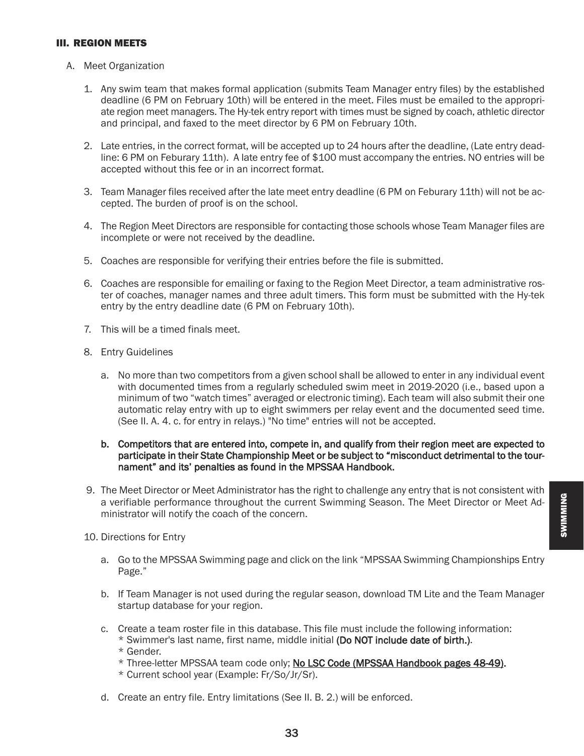## III. REGION MEETS

A. Meet Organization

1. Any swim team that makes formal application (submits Team Manager entry files) by the established deadline (6 PM on February 10th) will be entered in the meet. Files must be emailed to the appropriate region meet managers. The Hy-tek entry report with times must be signed by coach, athletic director and principal, and faxed to the meet director by 6 PM on February 10th.

2. Late entries, in the correct format, will be accepted up to 24 hours after the deadline, (Late entry deadline: 6 PM on Feburary 11th). A late entry fee of $100 must accompany the entries. NO entries will be accepted without this fee or in an incorrect format.

3. Team Manager files received after the late meet entry deadline (6 PM on Feburary 11th) will not be accepted. The burden of proof is on the school.

4. The Region Meet Directors are responsible for contacting those schools whose Team Manager files are incomplete or were not received by the deadline.

5. Coaches are responsible for verifying their entries before the file is submitted.

6. Coaches are responsible for emailing or faxing to the Region Meet Director, a team administrative roster of coaches, manager names and three adult timers. This form must be submitted with the Hy-tek entry by the entry deadline date (6 PM on February 10th).

7. This will be a timed finals meet.

8. Entry Guidelines

   a. No more than two competitors from a given school shall be allowed to enter in any individual event with documented times from a regularly scheduled swim meet in 2019-2020 (i.e., based upon a minimum of two "watch times" averaged or electronic timing). Each team will also submit their one automatic relay entry with up to eight swimmers per relay event and the documented seed time. (See II. A. 4. c. for entry in relays.) "No time" entries will not be accepted.

   **b. Competitors that are entered into, compete in, and qualify from their region meet are expected to participate in their State Championship Meet or be subject to "misconduct detrimental to the tournament" and its' penalties as found in the MPSSAA Handbook.**

9. The Meet Director or Meet Administrator has the right to challenge any entry that is not consistent with a verifiable performance throughout the current Swimming Season. The Meet Director or Meet Administrator will notify the coach of the concern.

10. Directions for Entry

    a. Go to the MPSSAA Swimming page and click on the link "MPSSAA Swimming Championships Entry Page."

    b. If Team Manager is not used during the regular season, download TM Lite and the Team Manager startup database for your region.

    c. Create a team roster file in this database. This file must include the following information:
       * Swimmer's last name, first name, middle initial **(Do NOT include date of birth.)**.
       * Gender.
       * Three-letter MPSSAA team code only; **No LSC Code (MPSSAA Handbook pages 48-49).**
       * Current school year (Example: Fr/So/Jr/Sr).

    d. Create an entry file. Entry limitations (See II. B. 2.) will be enforced.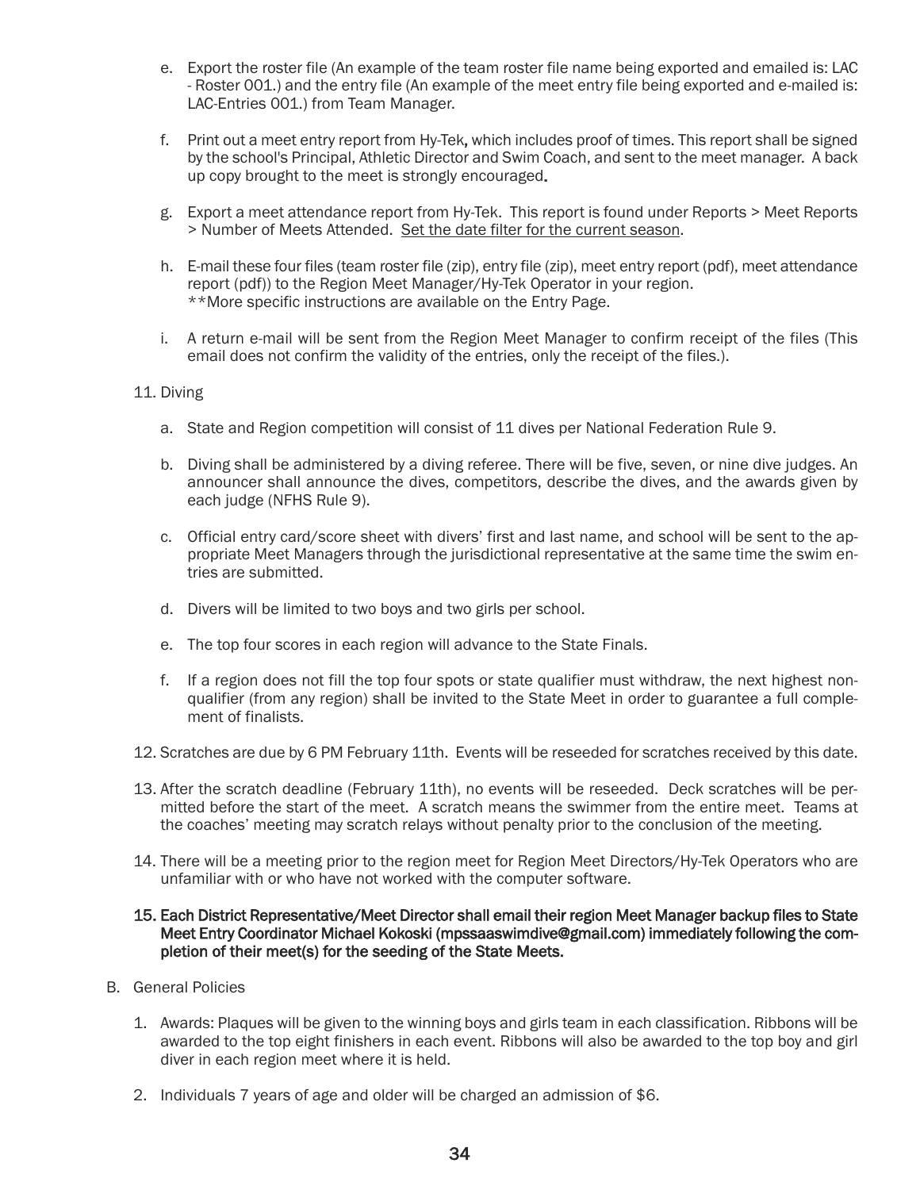e. Export the roster file (An example of the team roster file name being exported and emailed is: LAC - Roster 001.) and the entry file (An example of the meet entry file being exported and e-mailed is: LAC-Entries 001.) from Team Manager.

f. Print out a meet entry report from Hy-Tek, which includes proof of times. This report shall be signed by the school's Principal, Athletic Director and Swim Coach, and sent to the meet manager. A back up copy brought to the meet is strongly encouraged.

g. Export a meet attendance report from Hy-Tek. This report is found under Reports > Meet Reports > Number of Meets Attended. Set the date filter for the current season.

h. E-mail these four files (team roster file (zip), entry file (zip), meet entry report (pdf), meet attendance report (pdf)) to the Region Meet Manager/Hy-Tek Operator in your region.
**More specific instructions are available on the Entry Page.

i. A return e-mail will be sent from the Region Meet Manager to confirm receipt of the files (This email does not confirm the validity of the entries, only the receipt of the files.).

11. Diving

a. State and Region competition will consist of 11 dives per National Federation Rule 9.

b. Diving shall be administered by a diving referee. There will be five, seven, or nine dive judges. An announcer shall announce the dives, competitors, describe the dives, and the awards given by each judge (NFHS Rule 9).

c. Official entry card/score sheet with divers' first and last name, and school will be sent to the appropriate Meet Managers through the jurisdictional representative at the same time the swim entries are submitted.

d. Divers will be limited to two boys and two girls per school.

e. The top four scores in each region will advance to the State Finals.

f. If a region does not fill the top four spots or state qualifier must withdraw, the next highest non-qualifier (from any region) shall be invited to the State Meet in order to guarantee a full complement of finalists.

12. Scratches are due by 6 PM February 11th. Events will be reseeded for scratches received by this date.

13. After the scratch deadline (February 11th), no events will be reseeded. Deck scratches will be permitted before the start of the meet. A scratch means the swimmer from the entire meet. Teams at the coaches' meeting may scratch relays without penalty prior to the conclusion of the meeting.

14. There will be a meeting prior to the region meet for Region Meet Directors/Hy-Tek Operators who are unfamiliar with or who have not worked with the computer software.

15. **Each District Representative/Meet Director shall email their region Meet Manager backup files to State Meet Entry Coordinator Michael Kokoski (mpssaaswimdive@gmail.com) immediately following the completion of their meet(s) for the seeding of the State Meets.**

B. General Policies

1. Awards: Plaques will be given to the winning boys and girls team in each classification. Ribbons will be awarded to the top eight finishers in each event. Ribbons will also be awarded to the top boy and girl diver in each region meet where it is held.

2. Individuals 7 years of age and older will be charged an admission of $6.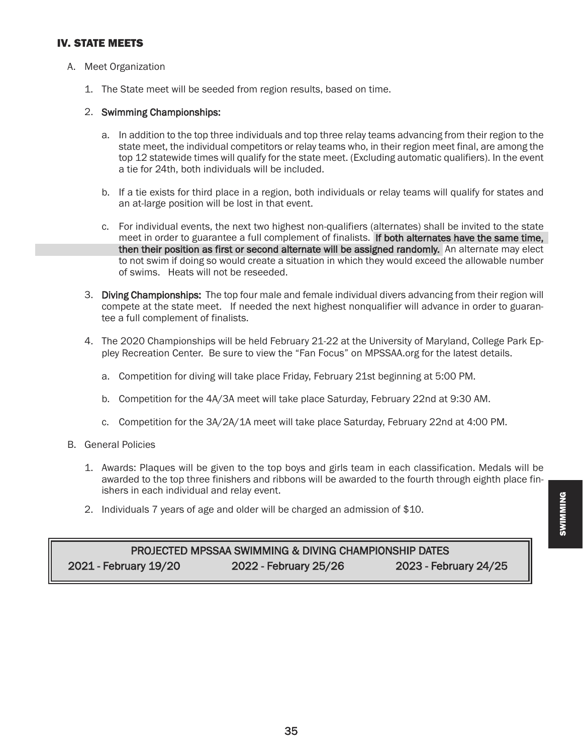## IV. STATE MEETS

A. Meet Organization

1. The State meet will be seeded from region results, based on time.

2. **Swimming Championships:**

   a. In addition to the top three individuals and top three relay teams advancing from their region to the state meet, the individual competitors or relay teams who, in their region meet final, are among the top 12 statewide times will qualify for the state meet. (Excluding automatic qualifiers). In the event a tie for 24th, both individuals will be included.

   b. If a tie exists for third place in a region, both individuals or relay teams will qualify for states and an at-large position will be lost in that event.

   c. For individual events, the next two highest non-qualifiers (alternates) shall be invited to the state meet in order to guarantee a full complement of finalists. **If both alternates have the same time, then their position as first or second alternate will be assigned randomly.** An alternate may elect to not swim if doing so would create a situation in which they would exceed the allowable number of swims. Heats will not be reseeded.

3. **Diving Championships:** The top four male and female individual divers advancing from their region will compete at the state meet. If needed the next highest nonqualifier will advance in order to guarantee a full complement of finalists.

4. The 2020 Championships will be held February 21-22 at the University of Maryland, College Park Eppley Recreation Center. Be sure to view the "Fan Focus" on MPSSAA.org for the latest details.

   a. Competition for diving will take place Friday, February 21st beginning at 5:00 PM.

   b. Competition for the 4A/3A meet will take place Saturday, February 22nd at 9:30 AM.

   c. Competition for the 3A/2A/1A meet will take place Saturday, February 22nd at 4:00 PM.

B. General Policies

1. Awards: Plaques will be given to the top boys and girls team in each classification. Medals will be awarded to the top three finishers and ribbons will be awarded to the fourth through eighth place finishers in each individual and relay event.

2. Individuals 7 years of age and older will be charged an admission of $10.

| PROJECTED MPSSAA SWIMMING & DIVING CHAMPIONSHIP DATES | | |
|---|---|---|
| 2021 - February 19/20 | 2022 - February 25/26 | 2023 - February 24/25 |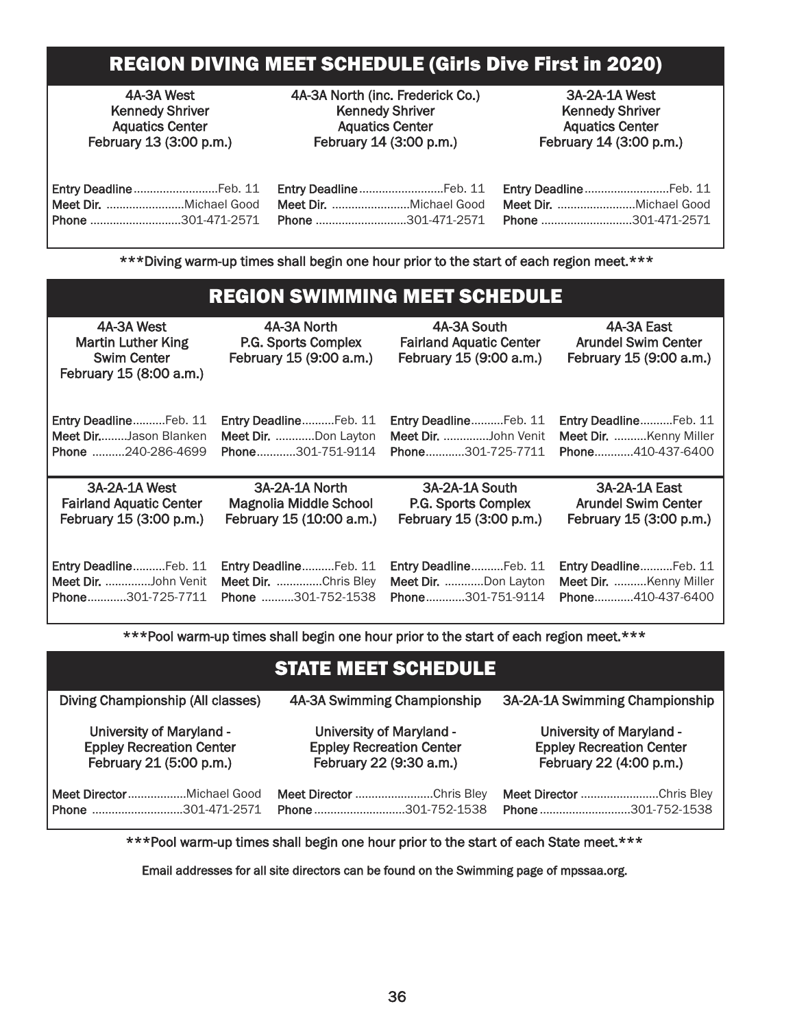## REGION DIVING MEET SCHEDULE (Girls Dive First in 2020)

| 4A-3A West<br>Kennedy Shriver<br>Aquatics Center<br>February 13 (3:00 p.m.) | 4A-3A North (inc. Frederick Co.)<br>Kennedy Shriver<br>Aquatics Center<br>February 14 (3:00 p.m.) | 3A-2A-1A West<br>Kennedy Shriver<br>Aquatics Center<br>February 14 (3:00 p.m.) |
|---|---|---|
| **Entry Deadline** ............ Feb. 11 | **Entry Deadline** ............ Feb. 11 | **Entry Deadline** ............ Feb. 11 |
| **Meet Dir.** ............ Michael Good | **Meet Dir.** ............ Michael Good | **Meet Dir.** ............ Michael Good |
| **Phone** ............ 301-471-2571 | **Phone** ............ 301-471-2571 | **Phone** ............ 301-471-2571 |

***Diving warm-up times shall begin one hour prior to the start of each region meet.***

## REGION SWIMMING MEET SCHEDULE

| 4A-3A West<br>Martin Luther King<br>Swim Center<br>February 15 (8:00 a.m.) | 4A-3A North<br>P.G. Sports Complex<br>February 15 (9:00 a.m.) | 4A-3A South<br>Fairland Aquatic Center<br>February 15 (9:00 a.m.) | 4A-3A East<br>Arundel Swim Center<br>February 15 (9:00 a.m.) |
|---|---|---|---|
| **Entry Deadline** .......... Feb. 11 | **Entry Deadline** .......... Feb. 11 | **Entry Deadline** .......... Feb. 11 | **Entry Deadline** .......... Feb. 11 |
| **Meet Dir.** ........ Jason Blanken | **Meet Dir.** ............ Don Layton | **Meet Dir.** .............. John Venit | **Meet Dir.** .......... Kenny Miller |
| **Phone** .......... 240-286-4699 | **Phone** ............ 301-751-9114 | **Phone** ............ 301-725-7711 | **Phone** ............ 410-437-6400 |

| 3A-2A-1A West<br>Fairland Aquatic Center<br>February 15 (3:00 p.m.) | 3A-2A-1A North<br>Magnolia Middle School<br>February 15 (10:00 a.m.) | 3A-2A-1A South<br>P.G. Sports Complex<br>February 15 (3:00 p.m.) | 3A-2A-1A East<br>Arundel Swim Center<br>February 15 (3:00 p.m.) |
|---|---|---|---|
| **Entry Deadline** .......... Feb. 11 | **Entry Deadline** .......... Feb. 11 | **Entry Deadline** .......... Feb. 11 | **Entry Deadline** .......... Feb. 11 |
| **Meet Dir.** .............. John Venit | **Meet Dir.** .............. Chris Bley | **Meet Dir.** ............ Don Layton | **Meet Dir.** .......... Kenny Miller |
| **Phone** ............ 301-725-7711 | **Phone** .......... 301-752-1538 | **Phone** ............ 301-751-9114 | **Phone** ............ 410-437-6400 |

***Pool warm-up times shall begin one hour prior to the start of each region meet.***

## STATE MEET SCHEDULE

| Diving Championship (All classes) | 4A-3A Swimming Championship | 3A-2A-1A Swimming Championship |
|---|---|---|
| University of Maryland -<br>Eppley Recreation Center<br>February 21 (5:00 p.m.) | University of Maryland -<br>Eppley Recreation Center<br>February 22 (9:30 a.m.) | University of Maryland -<br>Eppley Recreation Center<br>February 22 (4:00 p.m.) |
| **Meet Director** .............. Michael Good | **Meet Director** .............. Chris Bley | **Meet Director** .............. Chris Bley |
| **Phone** ............ 301-471-2571 | **Phone** ............ 301-752-1538 | **Phone** ............ 301-752-1538 |

***Pool warm-up times shall begin one hour prior to the start of each State meet.***

Email addresses for all site directors can be found on the Swimming page of mpssaa.org.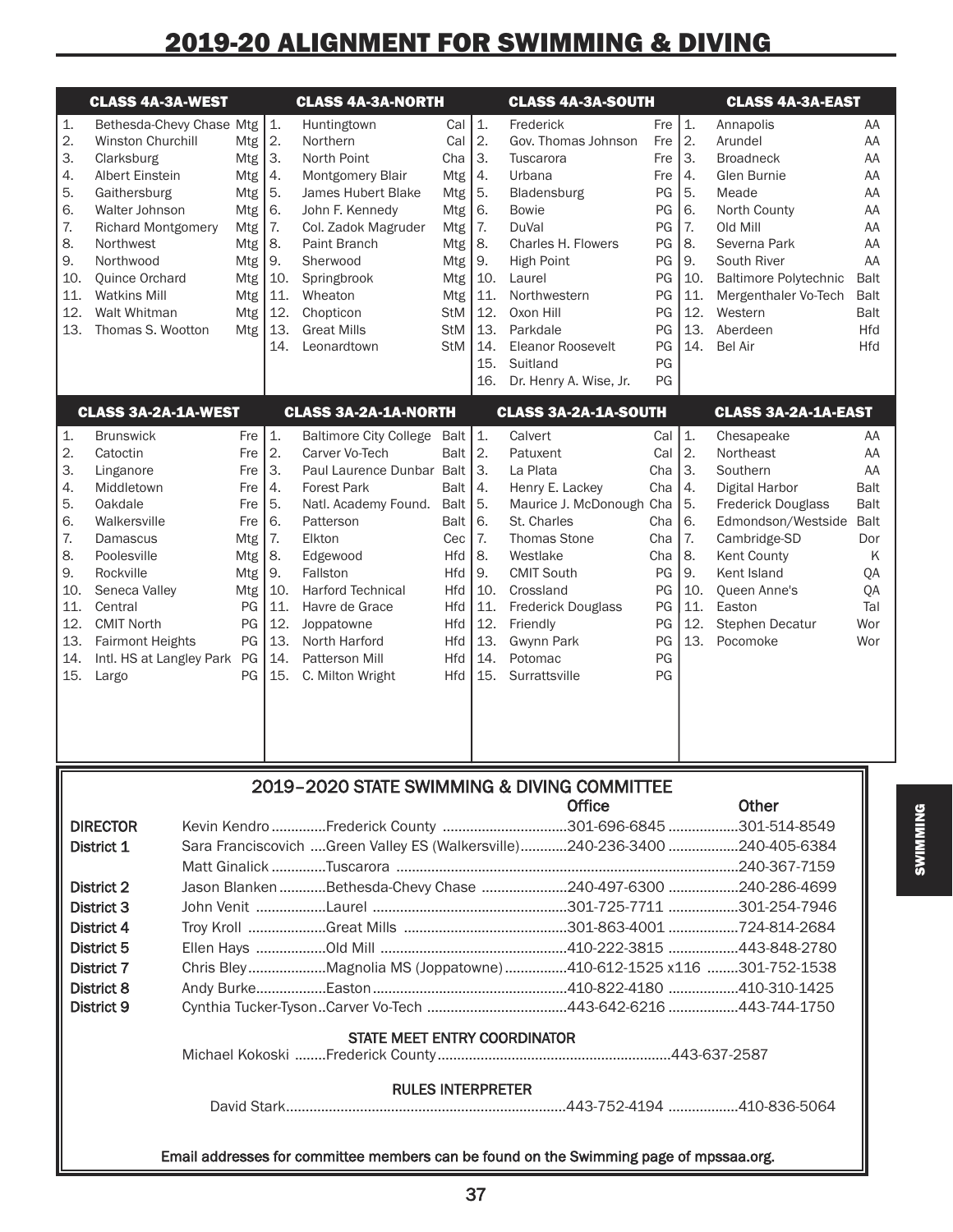# 2019-20 ALIGNMENT FOR SWIMMING & DIVING

### CLASS 4A-3A-WEST

| | | |
|---|---|---|
| 1. | Bethesda-Chevy Chase | Mtg |
| 2. | Winston Churchill | Mtg |
| 3. | Clarksburg | Mtg |
| 4. | Albert Einstein | Mtg |
| 5. | Gaithersburg | Mtg |
| 6. | Walter Johnson | Mtg |
| 7. | Richard Montgomery | Mtg |
| 8. | Northwest | Mtg |
| 9. | Northwood | Mtg |
| 10. | Quince Orchard | Mtg |
| 11. | Watkins Mill | Mtg |
| 12. | Walt Whitman | Mtg |
| 13. | Thomas S. Wootton | Mtg |

### CLASS 4A-3A-NORTH

| | | |
|---|---|---|
| 1. | Huntingtown | Cal |
| 2. | Northern | Cal |
| 3. | North Point | Cha |
| 4. | Montgomery Blair | Mtg |
| 5. | James Hubert Blake | Mtg |
| 6. | John F. Kennedy | Mtg |
| 7. | Col. Zadok Magruder | Mtg |
| 8. | Paint Branch | Mtg |
| 9. | Sherwood | Mtg |
| 10. | Springbrook | Mtg |
| 11. | Wheaton | Mtg |
| 12. | Chopticon | StM |
| 13. | Great Mills | StM |
| 14. | Leonardtown | StM |

### CLASS 4A-3A-SOUTH

| | | |
|---|---|---|
| 1. | Frederick | Fre |
| 2. | Gov. Thomas Johnson | Fre |
| 3. | Tuscarora | Fre |
| 4. | Urbana | Fre |
| 5. | Bladensburg | PG |
| 6. | Bowie | PG |
| 7. | DuVal | PG |
| 8. | Charles H. Flowers | PG |
| 9. | High Point | PG |
| 10. | Laurel | PG |
| 11. | Northwestern | PG |
| 12. | Oxon Hill | PG |
| 13. | Parkdale | PG |
| 14. | Eleanor Roosevelt | PG |
| 15. | Suitland | PG |
| 16. | Dr. Henry A. Wise, Jr. | PG |

### CLASS 4A-3A-EAST

| | | |
|---|---|---|
| 1. | Annapolis | AA |
| 2. | Arundel | AA |
| 3. | Broadneck | AA |
| 4. | Glen Burnie | AA |
| 5. | Meade | AA |
| 6. | North County | AA |
| 7. | Old Mill | AA |
| 8. | Severna Park | AA |
| 9. | South River | AA |
| 10. | Baltimore Polytechnic | Balt |
| 11. | Mergenthaler Vo-Tech | Balt |
| 12. | Western | Balt |
| 13. | Aberdeen | Hfd |
| 14. | Bel Air | Hfd |

### CLASS 3A-2A-1A-WEST

| | | |
|---|---|---|
| 1. | Brunswick | Fre |
| 2. | Catoctin | Fre |
| 3. | Linganore | Fre |
| 4. | Middletown | Fre |
| 5. | Oakdale | Fre |
| 6. | Walkersville | Fre |
| 7. | Damascus | Mtg |
| 8. | Poolesville | Mtg |
| 9. | Rockville | Mtg |
| 10. | Seneca Valley | Mtg |
| 11. | Central | PG |
| 12. | CMIT North | PG |
| 13. | Fairmont Heights | PG |
| 14. | Intl. HS at Langley Park | PG |
| 15. | Largo | PG |

### CLASS 3A-2A-1A-NORTH

| | | |
|---|---|---|
| 1. | Baltimore City College | Balt |
| 2. | Carver Vo-Tech | Balt |
| 3. | Paul Laurence Dunbar | Balt |
| 4. | Forest Park | Balt |
| 5. | Natl. Academy Found. | Balt |
| 6. | Patterson | Balt |
| 7. | Elkton | Cec |
| 8. | Edgewood | Hfd |
| 9. | Fallston | Hfd |
| 10. | Harford Technical | Hfd |
| 11. | Havre de Grace | Hfd |
| 12. | Joppatowne | Hfd |
| 13. | North Harford | Hfd |
| 14. | Patterson Mill | Hfd |
| 15. | C. Milton Wright | Hfd |

### CLASS 3A-2A-1A-SOUTH

| | | |
|---|---|---|
| 1. | Calvert | Cal |
| 2. | Patuxent | Cal |
| 3. | La Plata | Cha |
| 4. | Henry E. Lackey | Cha |
| 5. | Maurice J. McDonough | Cha |
| 6. | St. Charles | Cha |
| 7. | Thomas Stone | Cha |
| 8. | Westlake | Cha |
| 9. | CMIT South | PG |
| 10. | Crossland | PG |
| 11. | Frederick Douglass | PG |
| 12. | Friendly | PG |
| 13. | Gwynn Park | PG |
| 14. | Potomac | PG |
| 15. | Surrattsville | PG |

### CLASS 3A-2A-1A-EAST

| | | |
|---|---|---|
| 1. | Chesapeake | AA |
| 2. | Northeast | AA |
| 3. | Southern | AA |
| 4. | Digital Harbor | Balt |
| 5. | Frederick Douglass | Balt |
| 6. | Edmondson/Westside | Balt |
| 7. | Cambridge-SD | Dor |
| 8. | Kent County | K |
| 9. | Kent Island | QA |
| 10. | Queen Anne's | QA |
| 11. | Easton | Tal |
| 12. | Stephen Decatur | Wor |
| 13. | Pocomoke | Wor |

## 2019–2020 STATE SWIMMING & DIVING COMMITTEE

| | Name | Affiliation | Office | Other |
|---|---|---|---|---|
| **DIRECTOR** | Kevin Kendro | Frederick County | 301-696-6845 | 301-514-8549 |
| **District 1** | Sara Franciscovich | Green Valley ES (Walkersville) | 240-236-3400 | 240-405-6384 |
| | Matt Ginalick | Tuscarora | | 240-367-7159 |
| **District 2** | Jason Blanken | Bethesda-Chevy Chase | 240-497-6300 | 240-286-4699 |
| **District 3** | John Venit | Laurel | 301-725-7711 | 301-254-7946 |
| **District 4** | Troy Kroll | Great Mills | 301-863-4001 | 724-814-2684 |
| **District 5** | Ellen Hays | Old Mill | 410-222-3815 | 443-848-2780 |
| **District 7** | Chris Bley | Magnolia MS (Joppatowne) | 410-612-1525 x116 | 301-752-1538 |
| **District 8** | Andy Burke | Easton | 410-822-4180 | 410-310-1425 |
| **District 9** | Cynthia Tucker-Tyson | Carver Vo-Tech | 443-642-6216 | 443-744-1750 |

**STATE MEET ENTRY COORDINATOR**

Michael Kokoski ........Frederick County ........443-637-2587

**RULES INTERPRETER**

David Stark........443-752-4194 ........410-836-5064

**Email addresses for committee members can be found on the Swimming page of mpssaa.org.**